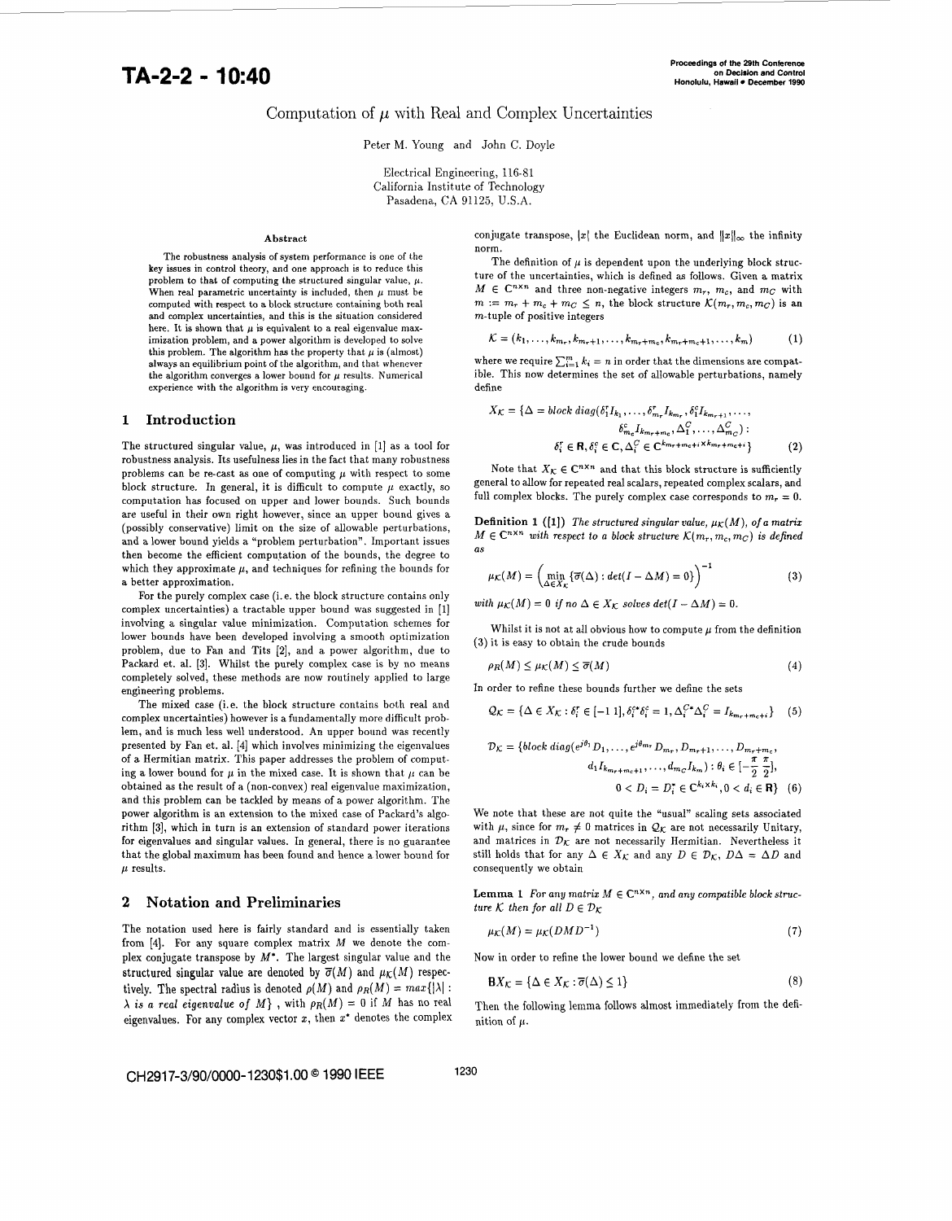# Computation of $\mu$ with Real and Complex Uncertainties

Peter M. Young and John C. Doyle

Electrical Engineering, 116-81
California Institute of Technology
Pasadena, CA 91125, U.S.A.

### Abstract

The robustness analysis of system performance is one of the key issues in control theory, and one approach is to reduce this problem to that of computing the structured singular value, $\mu$. When real parametric uncertainty is included, then $\mu$ must be computed with respect to a block structure containing both real and complex uncertainties, and this is the situation considered here. It is shown that $\mu$ is equivalent to a real eigenvalue maximization problem, and a power algorithm is developed to solve this problem. The algorithm has the property that $\mu$ is (almost) always an equilibrium point of the algorithm, and that whenever the algorithm converges a lower bound for $\mu$ results. Numerical experience with the algorithm is very encouraging.

## 1 Introduction

The structured singular value, $\mu$, was introduced in [1] as a tool for robustness analysis. Its usefulness lies in the fact that many robustness problems can be re-cast as one of computing $\mu$ with respect to some block structure. In general, it is difficult to compute $\mu$ exactly, so computation has focused on upper and lower bounds. Such bounds are useful in their own right however, since an upper bound gives a (possibly conservative) limit on the size of allowable perturbations, and a lower bound yields a "problem perturbation". Important issues then become the efficient computation of the bounds, the degree to which they approximate $\mu$, and techniques for refining the bounds for a better approximation.

For the purely complex case (i. e. the block structure contains only complex uncertainties) a tractable upper bound was suggested in [1] involving a singular value minimization. Computation schemes for lower bounds have been developed involving a smooth optimization problem, due to Fan and Tits [2], and a power algorithm, due to Packard et. al. [3]. Whilst the purely complex case is by no means completely solved, these methods are now routinely applied to large engineering problems.

The mixed case (i. e. the block structure contains both real and complex uncertainties) however is a fundamentally more difficult problem, and is much less well understood. An upper bound was recently presented by Fan et. al. [4] which involves minimizing the eigenvalues of a Hermitian matrix. This paper addresses the problem of computing a lower bound for $\mu$ in the mixed case. It is shown that $\mu$ can be obtained as the result of a (non-convex) real eigenvalue maximization, and this problem can be tackled by means of a power algorithm. The power algorithm is an extension to the mixed case of Packard's algorithm [3], which in turn is an extension of standard power iterations for eigenvalues and singular values. In general, there is no guarantee that the global maximum has been found and hence a lower bound for $\mu$ results.

## 2 Notation and Preliminaries

The notation used here is fairly standard and is essentially taken from [4]. For any square complex matrix $M$ we denote the complex conjugate transpose by $M^*$. The largest singular value and the structured singular value are denoted by $\overline{\sigma}(M)$ and $\mu_{\mathcal{K}}(M)$ respectively. The spectral radius is denoted $\rho(M)$ and $\rho_R(M) = max\{|\lambda| : \lambda \text{ is a real eigenvalue of } M\}$ , with $\rho_R(M) = 0$ if $M$ has no real eigenvalues. For any complex vector $x$, then $x^*$ denotes the complex conjugate transpose, $|x|$ the Euclidean norm, and $\|x\|_\infty$ the infinity norm.

The definition of $\mu$ is dependent upon the underlying block structure of the uncertainties, which is defined as follows. Given a matrix $M \in \mathbf{C}^{n\times n}$ and three non-negative integers $m_r$, $m_c$, and $m_C$ with $m := m_r + m_c + m_C \leq n$, the block structure $\mathcal{K}(m_r, m_c, m_C)$ is an $m$-tuple of positive integers

$$\mathcal{K} = (k_1, \ldots, k_{m_r}, k_{m_r+1}, \ldots, k_{m_r+m_c}, k_{m_r+m_c+1}, \ldots, k_m) \tag{1}$$

where we require $\sum_{i=1}^{m} k_i = n$ in order that the dimensions are compatible. This now determines the set of allowable perturbations, namely define

$$X_{\mathcal{K}} = \{\Delta = block\ diag(\delta_1^r I_{k_1}, \ldots, \delta_{m_r}^r I_{k_{m_r}}, \delta_1^c I_{k_{m_r+1}}, \ldots, \delta_{m_c}^c I_{k_{m_r+m_c}}, \Delta_1^C, \ldots, \Delta_{m_C}^C) : \delta_i^r \in \mathbf{R}, \delta_i^c \in \mathbf{C}, \Delta_i^C \in \mathbf{C}^{k_{m_r+m_c+i} \times k_{m_r+m_c+i}}\} \tag{2}$$

Note that $X_{\mathcal{K}} \in \mathbf{C}^{n\times n}$ and that this block structure is sufficiently general to allow for repeated real scalars, repeated complex scalars, and full complex blocks. The purely complex case corresponds to $m_r = 0$.

**Definition 1** ([1]) *The structured singular value, $\mu_{\mathcal{K}}(M)$, of a matrix $M \in \mathbf{C}^{n\times n}$ with respect to a block structure $\mathcal{K}(m_r, m_c, m_C)$ is defined as*

$$\mu_{\mathcal{K}}(M) = \left(\min_{\Delta \in X_{\mathcal{K}}} \{\overline{\sigma}(\Delta) : det(I - \Delta M) = 0\}\right)^{-1} \tag{3}$$

*with $\mu_{\mathcal{K}}(M) = 0$ if no $\Delta \in X_{\mathcal{K}}$ solves $det(I - \Delta M) = 0$.*

Whilst it is not at all obvious how to compute $\mu$ from the definition (3) it is easy to obtain the crude bounds

$$\rho_R(M) \leq \mu_{\mathcal{K}}(M) \leq \overline{\sigma}(M) \tag{4}$$

In order to refine these bounds further we define the sets

$$\mathcal{Q}_{\mathcal{K}} = \{\Delta \in X_{\mathcal{K}} : \delta_i^r \in [-1\ 1], \delta_i^{c*}\delta_i^c = 1, \Delta_i^{C*}\Delta_i^C = I_{k_{m_r+m_c+i}}\} \tag{5}$$

$$\mathcal{D}_{\mathcal{K}} = \{block\ diag(e^{j\theta_1}D_1, \ldots, e^{j\theta_{m_r}}D_{m_r}, D_{m_r+1}, \ldots, D_{m_r+m_c}, d_1 I_{k_{m_r+m_c+1}}, \ldots, d_{m_C} I_{k_m}) : \theta_i \in [-\frac{\pi}{2}\ \frac{\pi}{2}], 0 < D_i = D_i^* \in \mathbf{C}^{k_i \times k_i}, 0 < d_i \in \mathbf{R}\} \tag{6}$$

We note that these are not quite the "usual" scaling sets associated with $\mu$, since for $m_r \neq 0$ matrices in $\mathcal{Q}_{\mathcal{K}}$ are not necessarily Unitary, and matrices in $\mathcal{D}_{\mathcal{K}}$ are not necessarily Hermitian. Nevertheless it still holds that for any $\Delta \in X_{\mathcal{K}}$ and any $D \in \mathcal{D}_{\mathcal{K}}$, $D\Delta = \Delta D$ and consequently we obtain

**Lemma 1** *For any matrix $M \in \mathbf{C}^{n\times n}$, and any compatible block structure $\mathcal{K}$ then for all $D \in \mathcal{D}_{\mathcal{K}}$*

$$\mu_{\mathcal{K}}(M) = \mu_{\mathcal{K}}(DMD^{-1}) \tag{7}$$

Now in order to refine the lower bound we define the set

$$\mathbf{B}X_{\mathcal{K}} = \{\Delta \in X_{\mathcal{K}} : \overline{\sigma}(\Delta) \leq 1\} \tag{8}$$

Then the following lemma follows almost immediately from the definition of $\mu$.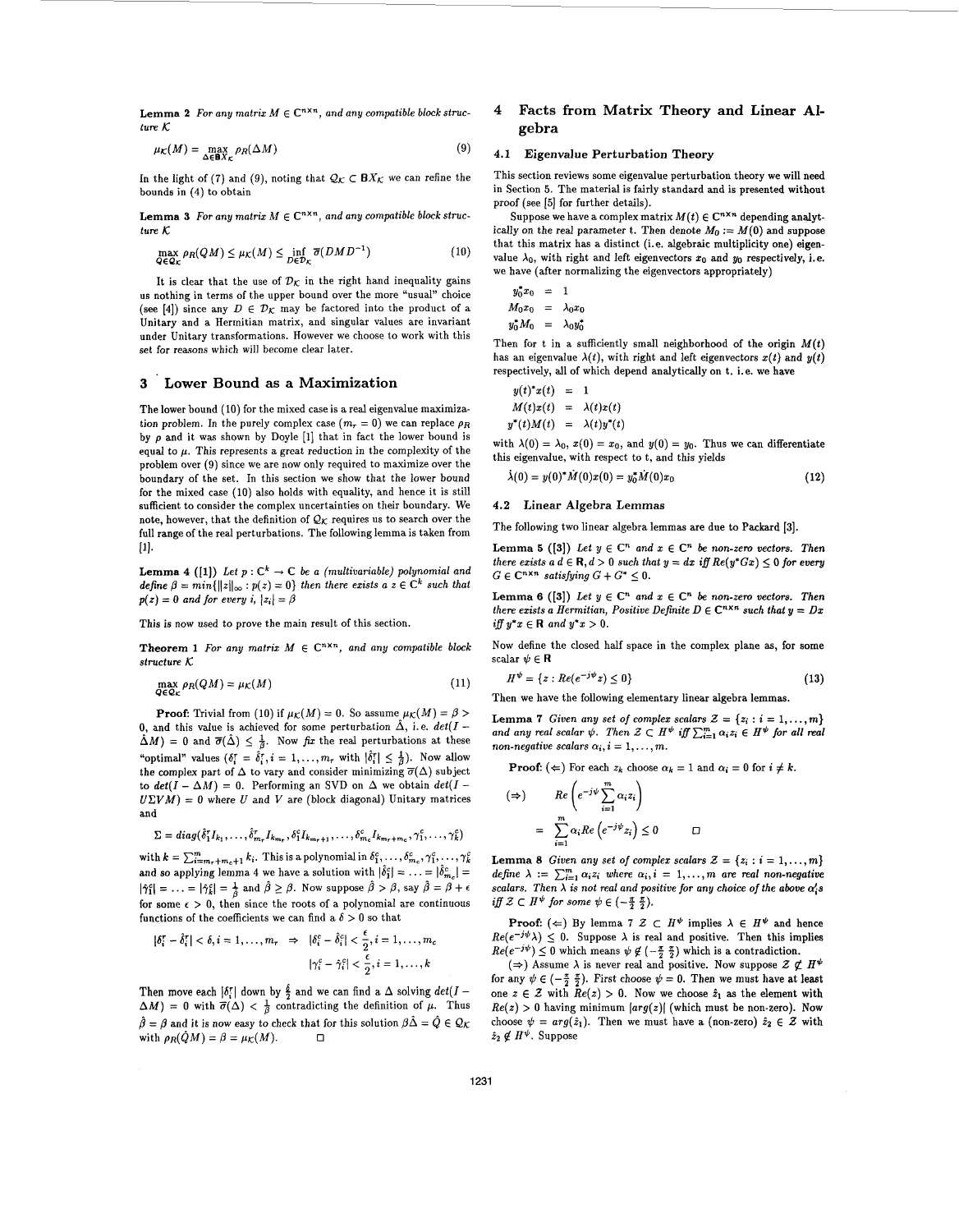**Lemma 2** *For any matrix $M \in \mathbf{C}^{n\times n}$, and any compatible block structure $\mathcal{K}$*

$$\mu_{\mathcal{K}}(M) = \max_{\Delta\in \mathbf{B}X_{\mathcal{K}}} \rho_R(\Delta M) \tag{9}$$

In the light of (7) and (9), noting that $\mathcal{Q}_{\mathcal{K}} \subset \mathbf{B}X_{\mathcal{K}}$ we can refine the bounds in (4) to obtain

**Lemma 3** *For any matrix $M \in \mathbf{C}^{n\times n}$, and any compatible block structure $\mathcal{K}$*

$$\max_{Q\in\mathcal{Q}_{\mathcal{K}}} \rho_R(QM) \leq \mu_{\mathcal{K}}(M) \leq \inf_{D\in\mathcal{D}_{\mathcal{K}}} \overline{\sigma}(DMD^{-1}) \tag{10}$$

It is clear that the use of $\mathcal{D}_{\mathcal{K}}$ in the right hand inequality gains us nothing in terms of the upper bound over the more "usual" choice (see [4]) since any $D \in \mathcal{D}_{\mathcal{K}}$ may be factored into the product of a Unitary and a Hermitian matrix, and singular values are invariant under Unitary transformations. However we choose to work with this set for reasons which will become clear later.

## 3 Lower Bound as a Maximization

The lower bound (10) for the mixed case is a real eigenvalue maximization problem. In the purely complex case ($m_r = 0$) we can replace $\rho_R$ by $\rho$ and it was shown by Doyle [1] that in fact the lower bound is equal to $\mu$. This represents a great reduction in the complexity of the problem over (9) since we are now only required to maximize over the boundary of the set. In this section we show that the lower bound for the mixed case (10) also holds with equality, and hence it is still sufficient to consider the complex uncertainties on their boundary. We note, however, that the definition of $\mathcal{Q}_{\mathcal{K}}$ requires us to search over the full range of the real perturbations. The following lemma is taken from [1].

**Lemma 4 ([1])** *Let $p : \mathbf{C}^k \to \mathbf{C}$ be a (multivariable) polynomial and define $\beta = min\{\|z\|_\infty : p(z) = 0\}$ then there exists a $z \in \mathbf{C}^k$ such that $p(z) = 0$ and for every $i$, $|z_i| = \beta$*

This is now used to prove the main result of this section.

**Theorem 1** *For any matrix $M \in \mathbf{C}^{n\times n}$, and any compatible block structure $\mathcal{K}$*

$$\max_{Q\in\mathcal{Q}_{\mathcal{K}}} \rho_R(QM) = \mu_{\mathcal{K}}(M) \tag{11}$$

**Proof:** Trivial from (10) if $\mu_{\mathcal{K}}(M) = 0$. So assume $\mu_{\mathcal{K}}(M) = \beta > 0$, and this value is achieved for some perturbation $\hat{\Delta}$, i.e. $det(I - \hat{\Delta}M) = 0$ and $\overline{\sigma}(\hat{\Delta}) \leq \frac{1}{\beta}$. Now *fix* the real perturbations at these "optimal" values ($\delta_i^r = \hat{\delta}_i^r, i = 1,\ldots,m_r$ with $|\hat{\delta}_i^r| \leq \frac{1}{\beta}$). Now allow the complex part of $\Delta$ to vary and consider minimizing $\overline{\sigma}(\Delta)$ subject to $det(I - \Delta M) = 0$. Performing an SVD on $\Delta$ we obtain $det(I - U\Sigma VM) = 0$ where $U$ and $V$ are (block diagonal) Unitary matrices and

$$\Sigma = diag(\hat{\delta}_1^r I_{k_1}, \ldots, \hat{\delta}_{m_r}^r I_{k_{m_r}}, \delta_1^c I_{k_{m_r+1}}, \ldots, \delta_{m_c}^c I_{k_{m_r+m_c}}, \gamma_1^c, \ldots, \gamma_k^c)$$

with $k = \sum_{i=m_r+m_c+1}^{m} k_i$. This is a polynomial in $\delta_1^c, \ldots, \delta_{m_c}^c, \gamma_1^c, \ldots, \gamma_k^c$ and so applying lemma 4 we have a solution with $|\hat{\delta}_1^c| = \ldots = |\hat{\delta}_{m_c}^c| = |\hat{\gamma}_1^c| = \ldots = |\hat{\gamma}_k^c| = \frac{1}{\hat{\beta}}$ and $\hat{\beta} \geq \beta$. Now suppose $\hat{\beta} > \beta$, say $\hat{\beta} = \beta + \epsilon$ for some $\epsilon > 0$, then since the roots of a polynomial are continuous functions of the coefficients we can find a $\delta > 0$ so that

$$|\delta_i^r - \hat{\delta}_i^r| < \delta, i = 1,\ldots,m_r \;\Rightarrow\; |\delta_i^c - \hat{\delta}_i^c| < \frac{\epsilon}{2}, i = 1,\ldots,m_c$$
$$|\gamma_i^c - \hat{\gamma}_i^c| < \frac{\epsilon}{2}, i = 1,\ldots,k$$

Then move each $|\delta_i^r|$ down by $\frac{\delta}{2}$ and we can find a $\Delta$ solving $det(I - \Delta M) = 0$ with $\overline{\sigma}(\Delta) < \frac{1}{\beta}$ contradicting the definition of $\mu$. Thus $\hat{\beta} = \beta$ and it is now easy to check that for this solution $\beta\hat{\Delta} = \hat{Q} \in \mathcal{Q}_{\mathcal{K}}$ with $\rho_R(\hat{Q}M) = \beta = \mu_{\mathcal{K}}(M)$. $\square$

## 4 Facts from Matrix Theory and Linear Algebra

### 4.1 Eigenvalue Perturbation Theory

This section reviews some eigenvalue perturbation theory we will need in Section 5. The material is fairly standard and is presented without proof (see [5] for further details).

Suppose we have a complex matrix $M(t) \in \mathbf{C}^{n\times n}$ depending analytically on the real parameter t. Then denote $M_0 := M(0)$ and suppose that this matrix has a distinct (i.e. algebraic multiplicity one) eigenvalue $\lambda_0$, with right and left eigenvectors $x_0$ and $y_0$ respectively, i.e. we have (after normalizing the eigenvectors appropriately)

$$\begin{aligned} y_0^* x_0 &= 1 \\ M_0 x_0 &= \lambda_0 x_0 \\ y_0^* M_0 &= \lambda_0 y_0^* \end{aligned}$$

Then for t in a sufficiently small neighborhood of the origin $M(t)$ has an eigenvalue $\lambda(t)$, with right and left eigenvectors $x(t)$ and $y(t)$ respectively, all of which depend analytically on t. i.e. we have

$$\begin{aligned} y(t)^* x(t) &= 1 \\ M(t)x(t) &= \lambda(t)x(t) \\ y^*(t)M(t) &= \lambda(t)y^*(t) \end{aligned}$$

with $\lambda(0) = \lambda_0$, $x(0) = x_0$, and $y(0) = y_0$. Thus we can differentiate this eigenvalue, with respect to t, and this yields

$$\dot{\lambda}(0) = y(0)^* \dot{M}(0)x(0) = y_0^* \dot{M}(0)x_0 \tag{12}$$

### 4.2 Linear Algebra Lemmas

The following two linear algebra lemmas are due to Packard [3].

**Lemma 5 ([3])** *Let $y \in \mathbf{C}^n$ and $x \in \mathbf{C}^n$ be non-zero vectors. Then there exists a $d \in \mathbf{R}, d > 0$ such that $y = dx$ iff $Re(y^* Gx) \leq 0$ for every $G \in \mathbf{C}^{n\times n}$ satisfying $G + G^* \leq 0$.*

**Lemma 6 ([3])** *Let $y \in \mathbf{C}^n$ and $x \in \mathbf{C}^n$ be non-zero vectors. Then there exists a Hermitian, Positive Definite $D \in \mathbf{C}^{n\times n}$ such that $y = Dx$ iff $y^* x \in \mathbf{R}$ and $y^* x > 0$.*

Now define the closed half space in the complex plane as, for some scalar $\psi \in \mathbf{R}$

$$H^\psi = \{z : Re(e^{-j\psi} z) \leq 0\} \tag{13}$$

Then we have the following elementary linear algebra lemmas.

**Lemma 7** *Given any set of complex scalars $\mathcal{Z} = \{z_i : i = 1,\ldots,m\}$ and any real scalar $\psi$. Then $\mathcal{Z} \subset H^\psi$ iff $\sum_{i=1}^m \alpha_i z_i \in H^\psi$ for all real non-negative scalars $\alpha_i, i = 1,\ldots,m$.*

**Proof:** ($\Leftarrow$) For each $z_k$ choose $\alpha_k = 1$ and $\alpha_i = 0$ for $i \neq k$.

$$(\Rightarrow) \qquad Re\left(e^{-j\psi}\sum_{i=1}^m \alpha_i z_i\right) = \sum_{i=1}^m \alpha_i Re\left(e^{-j\psi} z_i\right) \leq 0 \qquad \square$$

**Lemma 8** *Given any set of complex scalars $\mathcal{Z} = \{z_i : i = 1,\ldots,m\}$ define $\lambda := \sum_{i=1}^m \alpha_i z_i$ where $\alpha_i, i = 1,\ldots,m$ are real non-negative scalars. Then $\lambda$ is not real and positive for any choice of the above $\alpha_i'$s iff $\mathcal{Z} \subset H^\psi$ for some $\psi \in (-\frac{\pi}{2}\ \frac{\pi}{2})$.*

**Proof:** ($\Leftarrow$) By lemma 7 $\mathcal{Z} \subset H^\psi$ implies $\lambda \in H^\psi$ and hence $Re(e^{-j\psi}\lambda) \leq 0$. Suppose $\lambda$ is real and positive. Then this implies $Re(e^{-j\psi}) \leq 0$ which means $\psi \notin (-\frac{\pi}{2}\ \frac{\pi}{2})$ which is a contradiction.

($\Rightarrow$) Assume $\lambda$ is never real and positive. Now suppose $\mathcal{Z} \not\subset H^\psi$ for any $\psi \in (-\frac{\pi}{2}\ \frac{\pi}{2})$. First choose $\psi = 0$. Then we must have at least one $z \in \mathcal{Z}$ with $Re(z) > 0$. Now we choose $\hat{z}_1$ as the element with $Re(z) > 0$ having minimum $|arg(z)|$ (which must be non-zero). Now choose $\psi = arg(\hat{z}_1)$. Then we must have a (non-zero) $\hat{z}_2 \in \mathcal{Z}$ with $\hat{z}_2 \notin H^\psi$. Suppose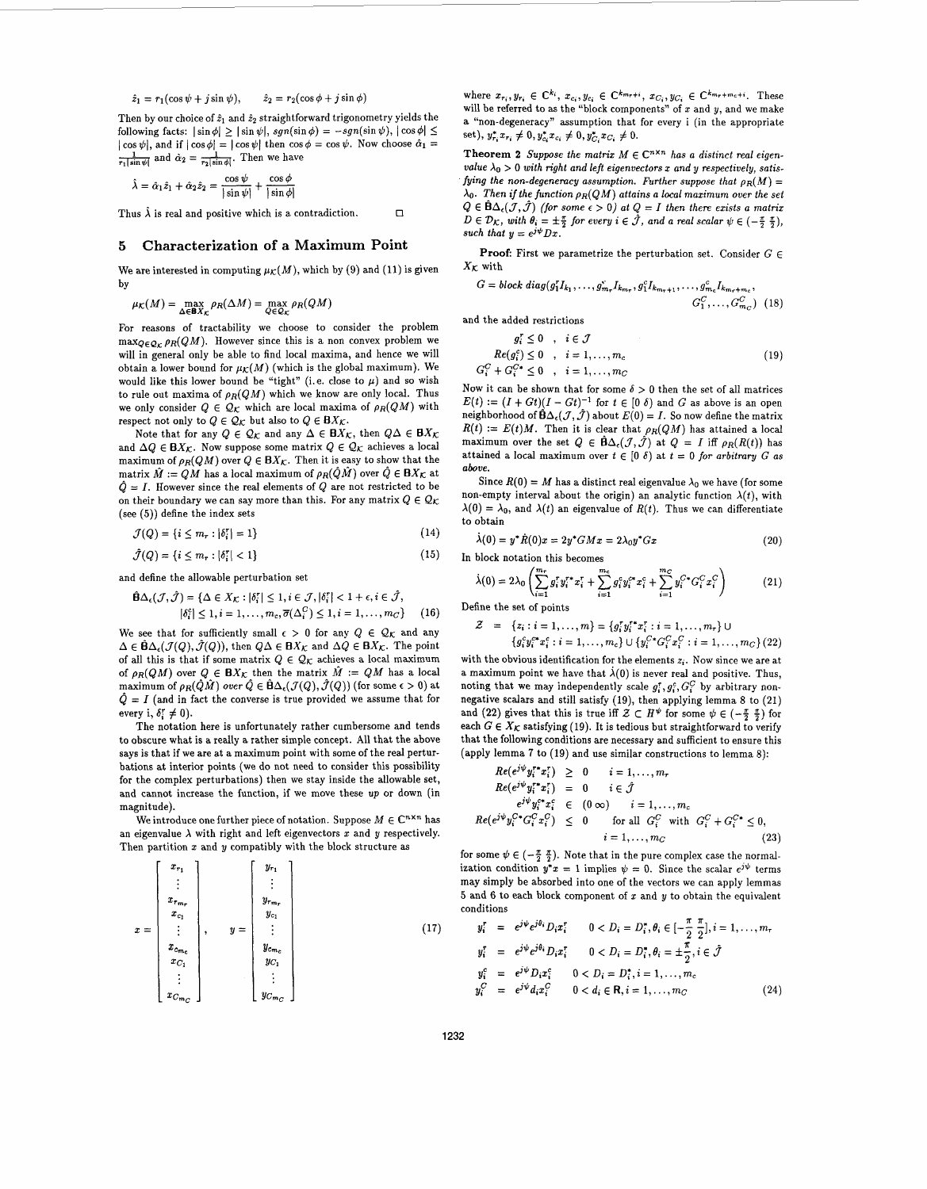$$\hat{z}_1 = r_1(\cos\psi + j\sin\psi), \qquad \hat{z}_2 = r_2(\cos\phi + j\sin\phi)$$

Then by our choice of $\hat{z}_1$ and $\hat{z}_2$ straightforward trigonometry yields the following facts: $|\sin\phi| \geq |\sin\psi|$, $sgn(\sin\phi) = -sgn(\sin\psi)$, $|\cos\phi| \leq |\cos\psi|$, and if $|\cos\phi| = |\cos\psi|$ then $\cos\phi = \cos\psi$. Now choose $\hat{\alpha}_1 = \frac{1}{r_1|\sin\psi|}$ and $\hat{\alpha}_2 = \frac{1}{r_2|\sin\phi|}$. Then we have

$$\hat{\lambda} = \hat{\alpha}_1\hat{z}_1 + \hat{\alpha}_2\hat{z}_2 = \frac{\cos\psi}{|\sin\psi|} + \frac{\cos\phi}{|\sin\phi|}$$

Thus $\hat{\lambda}$ is real and positive which is a contradiction. □

# 5 Characterization of a Maximum Point

We are interested in computing $\mu_{\mathcal{K}}(M)$, which by (9) and (11) is given by

$$\mu_{\mathcal{K}}(M) = \max_{\Delta\in\mathbf{B}X_{\mathcal{K}}} \rho_R(\Delta M) = \max_{Q\in\mathcal{Q}_{\mathcal{K}}} \rho_R(QM)$$

For reasons of tractability we choose to consider the problem $\max_{Q\in\mathcal{Q}_{\mathcal{K}}} \rho_R(QM)$. However since this is a non convex problem we will in general only be able to find local maxima, and hence we will obtain a lower bound for $\mu_{\mathcal{K}}(M)$ (which is the global maximum). We would like this lower bound be "tight" (i.e. close to $\mu$) and so wish to rule out maxima of $\rho_R(QM)$ which we know are only local. Thus we only consider $Q \in \mathcal{Q}_{\mathcal{K}}$ which are local maxima of $\rho_R(QM)$ with respect not only to $Q \in \mathcal{Q}_{\mathcal{K}}$ but also to $Q \in \mathbf{B}X_{\mathcal{K}}$.

Note that for any $Q \in \mathcal{Q}_{\mathcal{K}}$ and any $\Delta \in \mathbf{B}X_{\mathcal{K}}$, then $Q\Delta \in \mathbf{B}X_{\mathcal{K}}$ and $\Delta Q \in \mathbf{B}X_{\mathcal{K}}$. Now suppose some matrix $Q \in \mathcal{Q}_{\mathcal{K}}$ achieves a local maximum of $\rho_R(QM)$ over $Q \in \mathbf{B}X_{\mathcal{K}}$. Then it is easy to show that the matrix $\hat{M} := QM$ has a local maximum of $\rho_R(\hat{Q}\hat{M})$ over $\hat{Q} \in \mathbf{B}X_{\mathcal{K}}$ at $\hat{Q} = I$. However since the real elements of $Q$ are not restricted to be on their boundary we can say more than this. For any matrix $Q \in \mathcal{Q}_{\mathcal{K}}$ (see (5)) define the index sets

$$\mathcal{J}(Q) = \{i \leq m_r : |\delta_i^r| = 1\} \tag{14}$$

$$\hat{\mathcal{J}}(Q) = \{i \leq m_r : |\delta_i^r| < 1\} \tag{15}$$

and define the allowable perturbation set

$$\begin{aligned}\hat{\mathbf{B}}\Delta_\epsilon(\mathcal{J},\hat{\mathcal{J}}) = \{\Delta \in X_{\mathcal{K}} : |\delta_i^r| \leq 1, i \in \mathcal{J}, |\delta_i^r| < 1+\epsilon, i \in \hat{\mathcal{J}},\\ |\delta_i^c| \leq 1, i = 1,\ldots,m_c, \overline{\sigma}(\Delta_i^C) \leq 1, i = 1,\ldots,m_C\}\end{aligned} \tag{16}$$

We see that for sufficiently small $\epsilon > 0$ for any $Q \in \mathcal{Q}_{\mathcal{K}}$ and any $\Delta \in \hat{\mathbf{B}}\Delta_\epsilon(\mathcal{J}(Q),\hat{\mathcal{J}}(Q))$, then $Q\Delta \in \mathbf{B}X_{\mathcal{K}}$ and $\Delta Q \in \mathbf{B}X_{\mathcal{K}}$. The point of all this is that if some matrix $Q \in \mathcal{Q}_{\mathcal{K}}$ achieves a local maximum of $\rho_R(QM)$ over $Q \in \mathbf{B}X_{\mathcal{K}}$ then the matrix $\hat{M} := QM$ has a local maximum of $\rho_R(\hat{Q}\hat{M})$ *over* $\hat{Q} \in \hat{\mathbf{B}}\Delta_\epsilon(\mathcal{J}(Q),\hat{\mathcal{J}}(Q))$ (for some $\epsilon > 0$) at $\hat{Q} = I$ (and in fact the converse is true provided we assume that for every i, $\delta_i^r \neq 0$).

The notation here is unfortunately rather cumbersome and tends to obscure what is really a rather simple concept. All that the above says is that if we are at a maximum point with some of the real perturbations at interior points (we do not need to consider this possibility for the complex perturbations) then we stay inside the allowable set, and cannot increase the function, if we move these *up* or down (in magnitude).

We introduce one further piece of notation. Suppose $M \in \mathbf{C}^{n\times n}$ has an eigenvalue $\lambda$ with right and left eigenvectors $x$ and $y$ respectively. Then partition $x$ and $y$ compatibly with the block structure as

$$x = \begin{bmatrix} x_{r_1} \\ \vdots \\ x_{r_{m_r}} \\ x_{c_1} \\ \vdots \\ x_{c_{m_c}} \\ x_{C_1} \\ \vdots \\ x_{C_{m_C}} \end{bmatrix}, \qquad y = \begin{bmatrix} y_{r_1} \\ \vdots \\ y_{r_{m_r}} \\ y_{c_1} \\ \vdots \\ y_{c_{m_c}} \\ y_{C_1} \\ \vdots \\ y_{C_{m_C}} \end{bmatrix} \tag{17}$$

where $x_{r_i}, y_{r_i} \in \mathbf{C}^{k_i}$, $x_{c_i}, y_{c_i} \in \mathbf{C}^{k_{m_r+i}}$, $x_{C_i}, y_{C_i} \in \mathbf{C}^{k_{m_r+m_c+i}}$. These will be referred to as the "block components" of $x$ and $y$, and we make a "non-degeneracy" assumption that for every i (in the appropriate set), $y_{r_i}^* x_{r_i} \neq 0, y_{c_i}^* x_{c_i} \neq 0, y_{C_i}^* x_{C_i} \neq 0$.

**Theorem 2** *Suppose the matrix $M \in \mathbf{C}^{n\times n}$ has a distinct real eigenvalue $\lambda_0 > 0$ with right and left eigenvectors $x$ and $y$ respectively, satisfying the non-degeneracy assumption. Further suppose that $\rho_R(M) = \lambda_0$. Then if the function $\rho_R(QM)$ attains a local maximum over the set $Q \in \hat{\mathbf{B}}\Delta_\epsilon(\mathcal{J},\hat{\mathcal{J}})$ (for some $\epsilon > 0$) at $Q = I$ then there exists a matrix $D \in \mathcal{D}_{\mathcal{K}}$, with $\theta_i = \pm\frac{\pi}{2}$ for every $i \in \hat{\mathcal{J}}$, and a real scalar $\psi \in (-\frac{\pi}{2}\ \frac{\pi}{2})$, such that $y = e^{j\psi}Dx$.*

**Proof:** First we parametrize the perturbation set. Consider $G \in X_{\mathcal{K}}$ with

$$G = block\ diag(g_1^r I_{k_1},\ldots,g_{m_r}^r I_{k_{m_r}}, g_1^c I_{k_{m_r+1}},\ldots,g_{m_c}^c I_{k_{m_r+m_c}}, G_1^C,\ldots,G_{m_C}^C) \tag{18}$$

and the added restrictions

$$\begin{aligned} g_i^r \leq 0 \quad &, \ i \in \mathcal{J} \\ Re(g_i^c) \leq 0 \quad &, \ i = 1,\ldots,m_c \\ G_i^C + G_i^{C*} \leq 0 \quad &, \ i = 1,\ldots,m_C \end{aligned} \tag{19}$$

Now it can be shown that for some $\delta > 0$ then the set of all matrices $E(t) := (I+Gt)(I-Gt)^{-1}$ for $t \in [0\ \delta)$ and $G$ as above is an open neighborhood of $\hat{\mathbf{B}}\Delta_\epsilon(\mathcal{J},\hat{\mathcal{J}})$ about $E(0) = I$. So now define the matrix $R(t) := E(t)M$. Then it is clear that $\rho_R(QM)$ has attained a local maximum over the set $Q \in \hat{\mathbf{B}}\Delta_\epsilon(\mathcal{J},\hat{\mathcal{J}})$ at $Q = I$ iff $\rho_R(R(t))$ has attained a local maximum over $t \in [0\ \delta)$ at $t = 0$ *for arbitrary G as above.*

Since $R(0) = M$ has a distinct real eigenvalue $\lambda_0$ we have (for some non-empty interval about the origin) an analytic function $\lambda(t)$, with $\lambda(0) = \lambda_0$, and $\lambda(t)$ an eigenvalue of $R(t)$. Thus we can differentiate to obtain

$$\dot{\lambda}(0) = y^*\dot{R}(0)x = 2y^*GMx = 2\lambda_0 y^*Gx \tag{20}$$

In block notation this becomes

$$\dot{\lambda}(0) = 2\lambda_0\left(\sum_{i=1}^{m_r} g_i^r y_i^{r*} x_i^r + \sum_{i=1}^{m_c} g_i^c y_i^{c*} x_i^c + \sum_{i=1}^{m_C} y_i^{C*} G_i^C x_i^C\right) \tag{21}$$

Define the set of points

$$\begin{aligned}\mathcal{Z} \ = \ &\{z_i : i = 1,\ldots,m\} = \{g_i^r y_i^{r*} x_i^r : i = 1,\ldots,m_r\} \cup \\ &\{g_i^c y_i^{c*} x_i^c : i = 1,\ldots,m_c\} \cup \{y_i^{C*} G_i^C x_i^C : i = 1,\ldots,m_C\}\end{aligned} \tag{22}$$

with the obvious identification for the elements $z_i$. Now since we are at a maximum point we have that $\dot{\lambda}(0)$ is never real and positive. Thus, noting that we may independently scale $g_i^r, g_i^c, G_i^C$ by arbitrary non-negative scalars and still satisfy (19), then applying lemma 8 to (21) and (22) gives that this is true iff $\mathcal{Z} \subset H^\psi$ for some $\psi \in (-\frac{\pi}{2}\ \frac{\pi}{2})$ for each $G \in X_{\mathcal{K}}$ satisfying (19). It is tedious but straightforward to verify that the following conditions are necessary and sufficient to ensure this (apply lemma 7 to (19) and use similar constructions to lemma 8):

$$\begin{aligned} Re(e^{j\psi}y_i^{r*}x_i^r) \ &\geq \ 0 \qquad i = 1,\ldots,m_r \\ Re(e^{j\psi}y_i^{r*}x_i^r) \ &= \ 0 \qquad i \in \hat{\mathcal{J}} \\ e^{j\psi}y_i^{c*}x_i^c \ &\in \ (0\ \infty) \qquad i = 1,\ldots,m_c \\ Re(e^{j\psi}y_i^{C*}G_i^C x_i^C) \ &\leq \ 0 \qquad \text{for all } G_i^C \text{ with } G_i^C + G_i^{C*} \leq 0, \\ &\qquad\qquad i = 1,\ldots,m_C \end{aligned} \tag{23}$$

for some $\psi \in (-\frac{\pi}{2}\ \frac{\pi}{2})$. Note that in the pure complex case the normalization condition $y^*x = 1$ implies $\psi = 0$. Since the scalar $e^{j\psi}$ terms may simply be absorbed into one of the vectors we can apply lemmas 5 and 6 to each block component of $x$ and $y$ to obtain the equivalent conditions

$$\begin{aligned} y_i^r \ &= \ e^{j\psi}e^{j\theta_i}D_i x_i^r \qquad 0 < D_i = D_i^*, \theta_i \in [-\tfrac{\pi}{2}\ \tfrac{\pi}{2}], i = 1,\ldots,m_r \\ y_i^r \ &= \ e^{j\psi}e^{j\theta_i}D_i x_i^r \qquad 0 < D_i = D_i^*, \theta_i = \pm\tfrac{\pi}{2}, i \in \hat{\mathcal{J}} \\ y_i^c \ &= \ e^{j\psi}D_i x_i^c \qquad 0 < D_i = D_i^*, i = 1,\ldots,m_c \\ y_i^C \ &= \ e^{j\psi}d_i x_i^C \qquad 0 < d_i \in \mathbf{R}, i = 1,\ldots,m_C \end{aligned} \tag{24}$$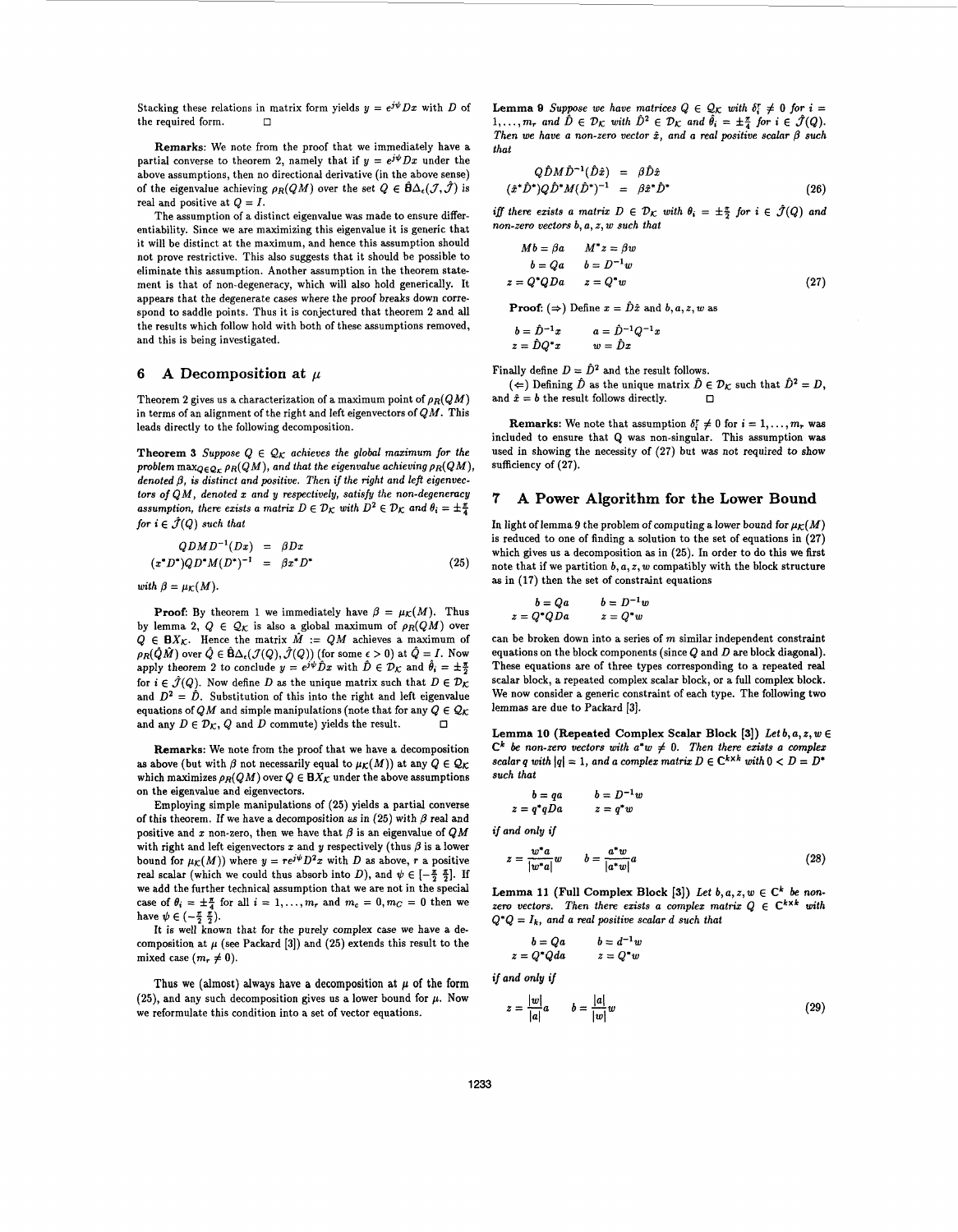Stacking these relations in matrix form yields $y = e^{j\psi}Dx$ with $D$ of the required form. □

**Remarks**: We note from the proof that we immediately have a partial converse to theorem 2, namely that if $y = e^{j\psi}Dx$ under the above assumptions, then no directional derivative (in the above sense) of the eigenvalue achieving $\rho_R(QM)$ over the set $Q \in \hat{\mathbf{B}}\Delta_\epsilon(\mathcal{J}, \hat{\mathcal{J}})$ is real and positive at $Q = I$.

The assumption of a distinct eigenvalue was made to ensure differentiability. Since we are maximizing this eigenvalue it is generic that it will be distinct at the maximum, and hence this assumption should not prove restrictive. This also suggests that it should be possible to eliminate this assumption. Another assumption in the theorem statement is that of non-degeneracy, which will also hold generically. It appears that the degenerate cases where the proof breaks down correspond to saddle points. Thus it is conjectured that theorem 2 and all the results which follow hold with both of these assumptions removed, and this is being investigated.

## 6 A Decomposition at $\mu$

Theorem 2 gives us a characterization of a maximum point of $\rho_R(QM)$ in terms of an alignment of the right and left eigenvectors of $QM$. This leads directly to the following decomposition.

**Theorem 3** *Suppose $Q \in \mathcal{Q}_\mathcal{K}$ achieves the global maximum for the problem $\max_{Q \in \mathcal{Q}_\mathcal{K}} \rho_R(QM)$, and that the eigenvalue achieving $\rho_R(QM)$, denoted $\beta$, is distinct and positive. Then if the right and left eigenvectors of $QM$, denoted $x$ and $y$ respectively, satisfy the non-degeneracy assumption, there exists a matrix $D \in \mathcal{D}_\mathcal{K}$ with $D^2 \in \mathcal{D}_\mathcal{K}$ and $\theta_i = \pm\frac{\pi}{4}$ for $i \in \hat{\mathcal{J}}(Q)$ such that*

$$
\begin{aligned}
QDMD^{-1}(Dx) &= \beta Dx \\
(x^*D^*)QD^*M(D^*)^{-1} &= \beta x^*D^*
\end{aligned}
\tag{25}
$$

*with $\beta = \mu_\mathcal{K}(M)$.*

**Proof**: By theorem 1 we immediately have $\beta = \mu_\mathcal{K}(M)$. Thus by lemma 2, $Q \in \mathcal{Q}_\mathcal{K}$ is also a global maximum of $\rho_R(QM)$ over $Q \in \mathbf{B}X_\mathcal{K}$. Hence the matrix $\hat{M} := QM$ achieves a maximum of $\rho_R(\hat{Q}\hat{M})$ over $\hat{Q} \in \hat{\mathbf{B}}\Delta_\epsilon(\mathcal{J}(Q), \hat{\mathcal{J}}(Q))$ (for some $\epsilon > 0$) at $\hat{Q} = I$. Now apply theorem 2 to conclude $y = e^{j\psi}\hat{D}x$ with $\hat{D} \in \mathcal{D}_\mathcal{K}$ and $\hat{\theta}_i = \pm\frac{\pi}{2}$ for $i \in \hat{\mathcal{J}}(Q)$. Now define $D$ as the unique matrix such that $D \in \mathcal{D}_\mathcal{K}$ and $D^2 = \hat{D}$. Substitution of this into the right and left eigenvalue equations of $QM$ and simple manipulations (note that for any $Q \in \mathcal{Q}_\mathcal{K}$ and any $D \in \mathcal{D}_\mathcal{K}$, $Q$ and $D$ commute) yields the result. □

**Remarks**: We note from the proof that we have a decomposition as above (but with $\beta$ not necessarily equal to $\mu_\mathcal{K}(M)$) at any $Q \in \mathcal{Q}_\mathcal{K}$ which maximizes $\rho_R(QM)$ over $Q \in \mathbf{B}X_\mathcal{K}$ under the above assumptions on the eigenvalue and eigenvectors.

Employing simple manipulations of (25) yields a partial converse of this theorem. If we have a decomposition as in (25) with $\beta$ real and positive and $x$ non-zero, then we have that $\beta$ is an eigenvalue of $QM$ with right and left eigenvectors $x$ and $y$ respectively (thus $\beta$ is a lower bound for $\mu_\mathcal{K}(M)$) where $y = re^{j\psi}D^2x$ with $D$ as above, $r$ a positive real scalar (which we could thus absorb into $D$), and $\psi \in [-\frac{\pi}{2}\ \frac{\pi}{2}]$. If we add the further technical assumption that we are not in the special case of $\theta_i = \pm\frac{\pi}{4}$ for all $i = 1, \ldots, m_r$ and $m_c = 0, m_C = 0$ then we have $\psi \in (-\frac{\pi}{2}\ \frac{\pi}{2})$.

It is well known that for the purely complex case we have a decomposition at $\mu$ (see Packard [3]) and (25) extends this result to the mixed case ($m_r \neq 0$).

Thus we (almost) always have a decomposition at $\mu$ of the form (25), and any such decomposition gives us a lower bound for $\mu$. Now we reformulate this condition into a set of vector equations.

**Lemma 9** *Suppose we have matrices $Q \in \mathcal{Q}_\mathcal{K}$ with $\delta_i^r \neq 0$ for $i = 1, \ldots, m_r$ and $\hat{D} \in \mathcal{D}_\mathcal{K}$ with $\hat{D}^2 \in \mathcal{D}_\mathcal{K}$ and $\hat{\theta}_i = \pm\frac{\pi}{4}$ for $i \in \hat{\mathcal{J}}(Q)$. Then we have a non-zero vector $\hat{x}$, and a real positive scalar $\beta$ such that*

$$
\begin{aligned}
Q\hat{D}M\hat{D}^{-1}(\hat{D}\hat{x}) &= \beta\hat{D}\hat{x} \\
(\hat{x}^*\hat{D}^*)Q\hat{D}^*M(\hat{D}^*)^{-1} &= \beta\hat{x}^*\hat{D}^*
\end{aligned}
\tag{26}
$$

*iff there exists a matrix $D \in \mathcal{D}_\mathcal{K}$ with $\theta_i = \pm\frac{\pi}{2}$ for $i \in \hat{\mathcal{J}}(Q)$ and non-zero vectors $b, a, z, w$ such that*

$$
\begin{aligned}
Mb &= \beta a & M^*z &= \beta w \\
b &= Qa & b &= D^{-1}w \\
z &= Q^*QDa & z &= Q^*w
\end{aligned}
\tag{27}
$$

**Proof**: ($\Rightarrow$) Define $x = \hat{D}\hat{x}$ and $b, a, z, w$ as

$$
\begin{aligned}
b &= \hat{D}^{-1}x & a &= \hat{D}^{-1}Q^{-1}x \\
z &= \hat{D}Q^*x & w &= \hat{D}x
\end{aligned}
$$

Finally define $D = \hat{D}^2$ and the result follows.

($\Leftarrow$) Defining $\hat{D}$ as the unique matrix $\hat{D} \in \mathcal{D}_\mathcal{K}$ such that $\hat{D}^2 = D$, and $\hat{x} = b$ the result follows directly. □

**Remarks**: We note that assumption $\delta_i^r \neq 0$ for $i = 1, \ldots, m_r$ was included to ensure that Q was non-singular. This assumption was used in showing the necessity of (27) but was not required to show sufficiency of (27).

## 7 A Power Algorithm for the Lower Bound

In light of lemma 9 the problem of computing a lower bound for $\mu_\mathcal{K}(M)$ is reduced to one of finding a solution to the set of equations in (27) which gives us a decomposition as in (25). In order to do this we first note that if we partition $b, a, z, w$ compatibly with the block structure as in (17) then the set of constraint equations

$$
\begin{aligned}
b &= Qa & b &= D^{-1}w \\
z &= Q^*QDa & z &= Q^*w
\end{aligned}
$$

can be broken down into a series of $m$ similar independent constraint equations on the block components (since $Q$ and $D$ are block diagonal). These equations are of three types corresponding to a repeated real scalar block, a repeated complex scalar block, or a full complex block. We now consider a generic constraint of each type. The following two lemmas are due to Packard [3].

**Lemma 10 (Repeated Complex Scalar Block [3])** *Let $b, a, z, w \in \mathbf{C}^k$ be non-zero vectors with $a^*w \neq 0$. Then there exists a complex scalar $q$ with $|q| = 1$, and a complex matrix $D \in \mathbf{C}^{k \times k}$ with $0 < D = D^*$ such that*

$$
\begin{aligned}
b &= qa & b &= D^{-1}w \\
z &= q^*qDa & z &= q^*w
\end{aligned}
$$

*if and only if*

$$
z = \frac{w^*a}{|w^*a|}w \qquad b = \frac{a^*w}{|a^*w|}a
\tag{28}
$$

**Lemma 11 (Full Complex Block [3])** *Let $b, a, z, w \in \mathbf{C}^k$ be non-zero vectors. Then there exists a complex matrix $Q \in \mathbf{C}^{k \times k}$ with $Q^*Q = I_k$, and a real positive scalar $d$ such that*

$$
\begin{aligned}
b &= Qa & b &= d^{-1}w \\
z &= Q^*Qda & z &= Q^*w
\end{aligned}
$$

*if and only if*

$$
z = \frac{|w|}{|a|}a \qquad b = \frac{|a|}{|w|}w
\tag{29}
$$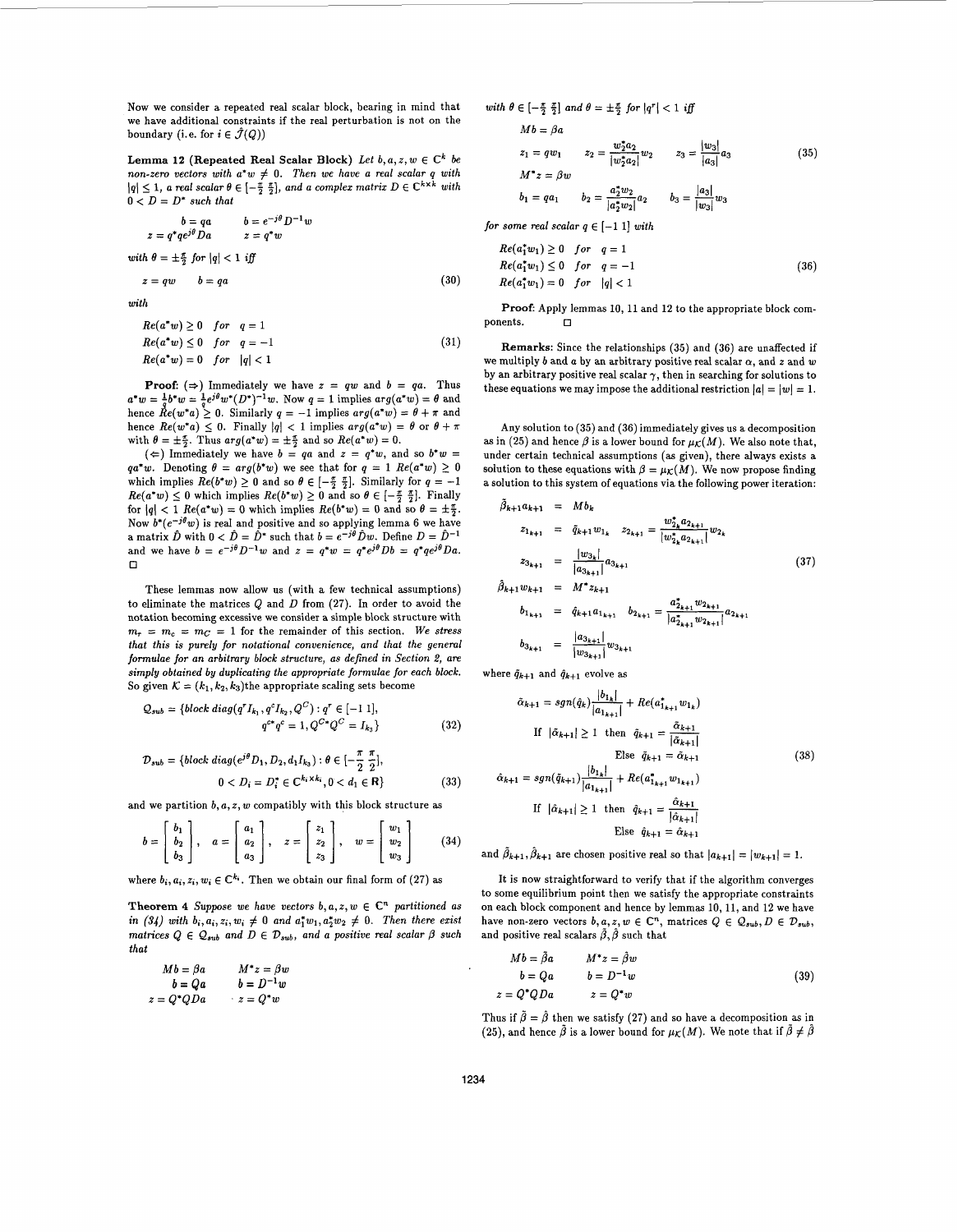Now we consider a repeated real scalar block, bearing in mind that we have additional constraints if the real perturbation is not on the boundary (i.e. for $i \in \bar{\mathcal{J}}(Q)$)

**Lemma 12 (Repeated Real Scalar Block)** *Let $b, a, z, w \in \mathbf{C}^k$ be non-zero vectors with $a^*w \neq 0$. Then we have a real scalar $q$ with $|q| \leq 1$, a real scalar $\theta \in [-\frac{\pi}{2} \; \frac{\pi}{2}]$, and a complex matrix $D \in \mathbf{C}^{k \times k}$ with $0 < D = D^*$ such that*

$$
\begin{array}{ll}
b = qa & b = e^{-j\theta} D^{-1} w \\
z = q^* q e^{j\theta} Da & z = q^* w
\end{array}
$$

*with $\theta = \pm\frac{\pi}{2}$ for $|q| < 1$ iff*

$$
z = qw \qquad b = qa \tag{30}
$$

*with*

$$
\begin{array}{lll}
Re(a^*w) \geq 0 & for & q = 1 \\
Re(a^*w) \leq 0 & for & q = -1 \\
Re(a^*w) = 0 & for & |q| < 1
\end{array} \tag{31}
$$

**Proof:** ($\Rightarrow$) Immediately we have $z = qw$ and $b = qa$. Thus $a^*w = \frac{1}{q} b^*w = \frac{1}{q} e^{j\theta} w^*(D^*)^{-1} w$. Now $q = 1$ implies $arg(a^*w) = \theta$ and hence $Re(w^*a) \geq 0$. Similarly $q = -1$ implies $arg(a^*w) = \theta + \pi$ and hence $Re(w^*a) \leq 0$. Finally $|q| < 1$ implies $arg(a^*w) = \theta$ or $\theta + \pi$ with $\theta = \pm\frac{\pi}{2}$. Thus $arg(a^*w) = \pm\frac{\pi}{2}$ and so $Re(a^*w) = 0$.

($\Leftarrow$) Immediately we have $b = qa$ and $z = q^*w$, and so $b^*w = qa^*w$. Denoting $\theta = arg(b^*w)$ we see that for $q = 1$ $Re(a^*w) \geq 0$ which implies $Re(b^*w) \geq 0$ and so $\theta \in [-\frac{\pi}{2} \; \frac{\pi}{2}]$. Similarly for $q = -1$ $Re(a^*w) \leq 0$ which implies $Re(b^*w) \geq 0$ and so $\theta \in [-\frac{\pi}{2} \; \frac{\pi}{2}]$. Finally for $|q| < 1$ $Re(a^*w) = 0$ which implies $Re(b^*w) = 0$ and so $\theta = \pm\frac{\pi}{2}$. Now $b^*(e^{-j\theta} w)$ is real and positive and so applying lemma 6 we have a matrix $\hat{D}$ with $0 < \hat{D} = \hat{D}^*$ such that $b = e^{-j\theta}\hat{D}w$. Define $D = \hat{D}^{-1}$ and we have $b = e^{-j\theta} D^{-1} w$ and $z = q^*w = q^* e^{j\theta} Db = q^* q e^{j\theta} Da$. $\square$

These lemmas now allow us (with a few technical assumptions) to eliminate the matrices $Q$ and $D$ from (27). In order to avoid the notation becoming excessive we consider a simple block structure with $m_r = m_c = m_C = 1$ for the remainder of this section. *We stress that this is purely for notational convenience, and that the general formulae for an arbitrary block structure, as defined in Section 2, are simply obtained by duplicating the appropriate formulae for each block.* So given $\mathcal{K} = (k_1, k_2, k_3)$the appropriate scaling sets become

$$
\mathcal{Q}_{sub} = \{block\; diag(q^r I_{k_1}, q^c I_{k_2}, Q^C) : q^r \in [-1\; 1], \; q^{c*}q^c = 1, Q^{C*}Q^C = I_{k_3}\} \tag{32}
$$

$$
\mathcal{D}_{sub} = \{block\; diag(e^{j\theta} D_1, D_2, d_1 I_{k_3}) : \theta \in [-\frac{\pi}{2}\; \frac{\pi}{2}], \; 0 < D_i = D_i^* \in \mathbf{C}^{k_i \times k_i}, 0 < d_1 \in \mathbf{R}\} \tag{33}
$$

and we partition $b, a, z, w$ compatibly with this block structure as

$$
b = \begin{bmatrix} b_1 \\ b_2 \\ b_3 \end{bmatrix}, \quad a = \begin{bmatrix} a_1 \\ a_2 \\ a_3 \end{bmatrix}, \quad z = \begin{bmatrix} z_1 \\ z_2 \\ z_3 \end{bmatrix}, \quad w = \begin{bmatrix} w_1 \\ w_2 \\ w_3 \end{bmatrix} \tag{34}
$$

where $b_i, a_i, z_i, w_i \in \mathbf{C}^{k_i}$. Then we obtain our final form of (27) as

**Theorem 4** *Suppose we have vectors $b, a, z, w \in \mathbf{C}^n$ partitioned as in (34) with $b_i, a_i, z_i, w_i \neq 0$ and $a_1^* w_1, a_2^* w_2 \neq 0$. Then there exist matrices $Q \in \mathcal{Q}_{sub}$ and $D \in \mathcal{D}_{sub}$, and a positive real scalar $\beta$ such that*

$$
\begin{array}{ll}
Mb = \beta a & M^*z = \beta w \\
b = Qa & b = D^{-1} w \\
z = Q^*QDa & z = Q^*w
\end{array}
$$

*with $\theta \in [-\frac{\pi}{2} \; \frac{\pi}{2}]$ and $\theta = \pm\frac{\pi}{2}$ for $|q^r| < 1$ iff*

$$
\begin{array}{l}
Mb = \beta a \\
z_1 = qw_1 \qquad z_2 = \dfrac{w_2^* a_2}{|w_2^* a_2|} w_2 \qquad z_3 = \dfrac{|w_3|}{|a_3|} a_3 \\
M^*z = \beta w \\
b_1 = qa_1 \qquad b_2 = \dfrac{a_2^* w_2}{|a_2^* w_2|} a_2 \qquad b_3 = \dfrac{|a_3|}{|w_3|} w_3
\end{array} \tag{35}
$$

*for some real scalar $q \in [-1\; 1]$ with*

$$
\begin{array}{lll}
Re(a_1^* w_1) \geq 0 & for & q = 1 \\
Re(a_1^* w_1) \leq 0 & for & q = -1 \\
Re(a_1^* w_1) = 0 & for & |q| < 1
\end{array} \tag{36}
$$

**Proof:** Apply lemmas 10, 11 and 12 to the appropriate block components. $\square$

**Remarks:** Since the relationships (35) and (36) are unaffected if we multiply $b$ and $a$ by an arbitrary positive real scalar $\alpha$, and $z$ and $w$ by an arbitrary positive real scalar $\gamma$, then in searching for solutions to these equations we may impose the additional restriction $|a| = |w| = 1$.

Any solution to (35) and (36) immediately gives us a decomposition as in (25) and hence $\beta$ is a lower bound for $\mu_{\mathcal{K}}(M)$. We also note that, under certain technical assumptions (as given), there always exists a solution to these equations with $\beta = \mu_{\mathcal{K}}(M)$. We now propose finding a solution to this system of equations via the following power iteration:

$$
\begin{array}{rcl}
\tilde{\beta}_{k+1} a_{k+1} & = & Mb_k \\
z_{1_{k+1}} & = & \tilde{q}_{k+1} w_{1_k} \quad z_{2_{k+1}} = \dfrac{w_{2_k}^* a_{2_{k+1}}}{|w_{2_k}^* a_{2_{k+1}}|} w_{2_k} \\
z_{3_{k+1}} & = & \dfrac{|w_{3_k}|}{|a_{3_{k+1}}|} a_{3_{k+1}} \\
\hat{\beta}_{k+1} w_{k+1} & = & M^* z_{k+1} \\
b_{1_{k+1}} & = & \hat{q}_{k+1} a_{1_{k+1}} \quad b_{2_{k+1}} = \dfrac{a_{2_{k+1}}^* w_{2_{k+1}}}{|a_{2_{k+1}}^* w_{2_{k+1}}|} a_{2_{k+1}} \\
b_{3_{k+1}} & = & \dfrac{|a_{3_{k+1}}|}{|w_{3_{k+1}}|} w_{3_{k+1}}
\end{array} \tag{37}
$$

where $\tilde{q}_{k+1}$ and $\hat{q}_{k+1}$ evolve as

$$
\begin{array}{c}
\tilde{\alpha}_{k+1} = sgn(\hat{q}_k) \dfrac{|b_{1_k}|}{|a_{1_{k+1}}|} + Re(a_{1_{k+1}}^* w_{1_k}) \\
\text{If } |\tilde{\alpha}_{k+1}| \geq 1 \text{ then } \tilde{q}_{k+1} = \dfrac{\tilde{\alpha}_{k+1}}{|\tilde{\alpha}_{k+1}|} \\
\text{Else } \tilde{q}_{k+1} = \tilde{\alpha}_{k+1} \\
\hat{\alpha}_{k+1} = sgn(\tilde{q}_{k+1}) \dfrac{|b_{1_k}|}{|a_{1_{k+1}}|} + Re(a_{1_{k+1}}^* w_{1_{k+1}}) \\
\text{If } |\hat{\alpha}_{k+1}| \geq 1 \text{ then } \hat{q}_{k+1} = \dfrac{\hat{\alpha}_{k+1}}{|\hat{\alpha}_{k+1}|} \\
\text{Else } \hat{q}_{k+1} = \hat{\alpha}_{k+1}
\end{array} \tag{38}
$$

and $\tilde{\beta}_{k+1}, \hat{\beta}_{k+1}$ are chosen positive real so that $|a_{k+1}| = |w_{k+1}| = 1$.

It is now straightforward to verify that if the algorithm converges to some equilibrium point then we satisfy the appropriate constraints on each block component and hence by lemmas 10, 11, and 12 we have have non-zero vectors $b, a, z, w \in \mathbf{C}^n$, matrices $Q \in \mathcal{Q}_{sub}, D \in \mathcal{D}_{sub}$, and positive real scalars $\tilde{\beta}, \hat{\beta}$ such that

$$
\begin{array}{ll}
Mb = \tilde{\beta} a & M^*z = \hat{\beta} w \\
b = Qa & b = D^{-1} w \\
z = Q^*QDa & z = Q^*w
\end{array} \tag{39}
$$

Thus if $\tilde{\beta} = \hat{\beta}$ then we satisfy (27) and so have a decomposition as in (25), and hence $\tilde{\beta}$ is a lower bound for $\mu_{\mathcal{K}}(M)$. We note that if $\tilde{\beta} \neq \hat{\beta}$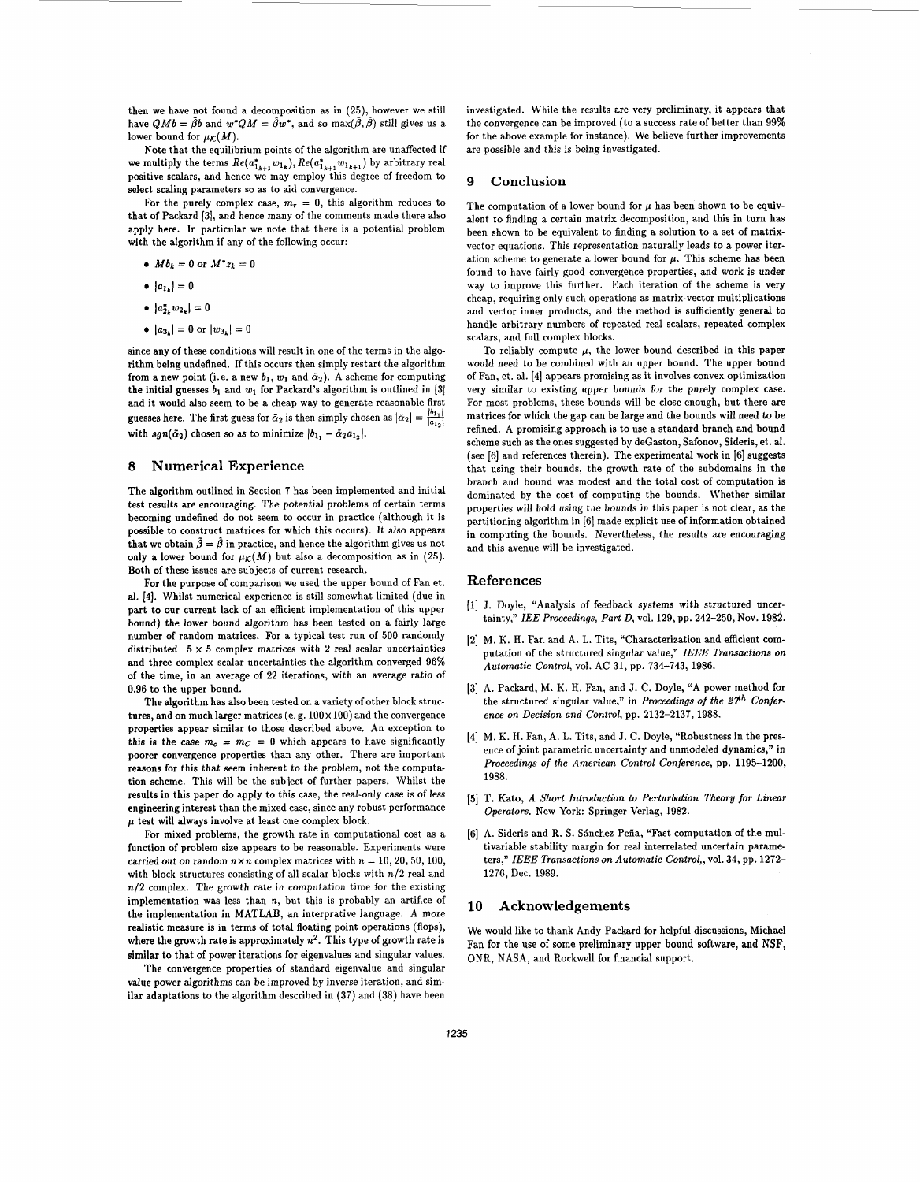then we have not found a decomposition as in (25), however we still have $QMb = \hat{\beta}b$ and $w^*QM = \hat{\beta}w^*$, and so $\max(\hat{\beta}, \hat{\beta})$ still gives us a lower bound for $\mu_{\mathcal{K}}(M)$.

Note that the equilibrium points of the algorithm are unaffected if we multiply the terms $Re(a_{1_{k+1}}^* w_{1_k})$, $Re(a_{1_{k+1}}^* w_{1_{k+1}})$ by arbitrary real positive scalars, and hence we may employ this degree of freedom to select scaling parameters so as to aid convergence.

For the purely complex case, $m_r = 0$, this algorithm reduces to that of Packard [3], and hence many of the comments made there also apply here. In particular we note that there is a potential problem with the algorithm if any of the following occur:

- $Mb_k = 0$ or $M^*z_k = 0$
- $|a_{1_k}| = 0$
- $|a_{2_k}^* w_{2_k}| = 0$
- $|a_{3_k}| = 0$ or $|w_{3_k}| = 0$

since any of these conditions will result in one of the terms in the algorithm being undefined. If this occurs then simply restart the algorithm from a new point (i.e. a new $b_1$, $w_1$ and $\tilde{\alpha}_2$). A scheme for computing the initial guesses $b_1$ and $w_1$ for Packard's algorithm is outlined in [3] and it would also seem to be a cheap way to generate reasonable first guesses here. The first guess for $\tilde{\alpha}_2$ is then simply chosen as $|\tilde{\alpha}_2| = \frac{|b_{1_1}|}{|a_{1_2}|}$ with $sgn(\tilde{\alpha}_2)$ chosen so as to minimize $|b_{1_1} - \tilde{\alpha}_2 a_{1_2}|$.

## 8 Numerical Experience

The algorithm outlined in Section 7 has been implemented and initial test results are encouraging. The potential problems of certain terms becoming undefined do not seem to occur in practice (although it is possible to construct matrices for which this occurs). It also appears that we obtain $\hat{\beta} = \hat{\beta}$ in practice, and hence the algorithm gives us not only a lower bound for $\mu_{\mathcal{K}}(M)$ but also a decomposition as in (25). Both of these issues are subjects of current research.

For the purpose of comparison we used the upper bound of Fan et. al. [4]. Whilst numerical experience is still somewhat limited (due in part to our current lack of an efficient implementation of this upper bound) the lower bound algorithm has been tested on a fairly large number of random matrices. For a typical test run of 500 randomly distributed $5 \times 5$ complex matrices with 2 real scalar uncertainties and three complex scalar uncertainties the algorithm converged 96% of the time, in an average of 22 iterations, with an average ratio of 0.96 to the upper bound.

The algorithm has also been tested on a variety of other block structures, and on much larger matrices (e.g. $100 \times 100$) and the convergence properties appear similar to those described above. An exception to this is the case $m_c = m_C = 0$ which appears to have significantly poorer convergence properties than any other. There are important reasons for this that seem inherent to the problem, not the computation scheme. This will be the subject of further papers. Whilst the results in this paper do apply to this case, the real-only case is of less engineering interest than the mixed case, since any robust performance $\mu$ test will always involve at least one complex block.

For mixed problems, the growth rate in computational cost as a function of problem size appears to be reasonable. Experiments were carried out on random $n \times n$ complex matrices with $n = 10, 20, 50, 100$, with block structures consisting of all scalar blocks with $n/2$ real and $n/2$ complex. The growth rate in computation time for the existing implementation was less than $n$, but this is probably an artifice of the implementation in MATLAB, an interpretive language. A more realistic measure is in terms of total floating point operations (flops), where the growth rate is approximately $n^2$. This type of growth rate is similar to that of power iterations for eigenvalues and singular values.

The convergence properties of standard eigenvalue and singular value power algorithms can be improved by inverse iteration, and similar adaptations to the algorithm described in (37) and (38) have been investigated. While the results are very preliminary, it appears that the convergence can be improved (to a success rate of better than 99% for the above example for instance). We believe further improvements are possible and this is being investigated.

## 9 Conclusion

The computation of a lower bound for $\mu$ has been shown to be equivalent to finding a certain matrix decomposition, and this in turn has been shown to be equivalent to finding a solution to a set of matrix-vector equations. This representation naturally leads to a power iteration scheme to generate a lower bound for $\mu$. This scheme has been found to have fairly good convergence properties, and work is under way to improve this further. Each iteration of the scheme is very cheap, requiring only such operations as matrix-vector multiplications and vector inner products, and the method is sufficiently general to handle arbitrary numbers of repeated real scalars, repeated complex scalars, and full complex blocks.

To reliably compute $\mu$, the lower bound described in this paper would need to be combined with an upper bound. The upper bound of Fan, et. al. [4] appears promising as it involves convex optimization very similar to existing upper bounds for the purely complex case. For most problems, these bounds will be close enough, but there are matrices for which the gap can be large and the bounds will need to be refined. A promising approach is to use a standard branch and bound scheme such as the ones suggested by deGaston, Safonov, Sideris, et. al. (see [6] and references therein). The experimental work in [6] suggests that using their bounds, the growth rate of the subdomains in the branch and bound was modest and the total cost of computation is dominated by the cost of computing the bounds. Whether similar properties will hold using the bounds in this paper is not clear, as the partitioning algorithm in [6] made explicit use of information obtained in computing the bounds. Nevertheless, the results are encouraging and this avenue will be investigated.

## References

[1] J. Doyle, "Analysis of feedback systems with structured uncertainty," *IEE Proceedings, Part D*, vol. 129, pp. 242–250, Nov. 1982.

[2] M. K. H. Fan and A. L. Tits, "Characterization and efficient computation of the structured singular value," *IEEE Transactions on Automatic Control*, vol. AC-31, pp. 734–743, 1986.

[3] A. Packard, M. K. H. Fan, and J. C. Doyle, "A power method for the structured singular value," in *Proceedings of the 27th Conference on Decision and Control*, pp. 2132–2137, 1988.

[4] M. K. H. Fan, A. L. Tits, and J. C. Doyle, "Robustness in the presence of joint parametric uncertainty and unmodeled dynamics," in *Proceedings of the American Control Conference*, pp. 1195–1200, 1988.

[5] T. Kato, *A Short Introduction to Perturbation Theory for Linear Operators*. New York: Springer Verlag, 1982.

[6] A. Sideris and R. S. Sánchez Peña, "Fast computation of the multivariable stability margin for real interrelated uncertain parameters," *IEEE Transactions on Automatic Control*, vol. 34, pp. 1272–1276, Dec. 1989.

## 10 Acknowledgements

We would like to thank Andy Packard for helpful discussions, Michael Fan for the use of some preliminary upper bound software, and NSF, ONR, NASA, and Rockwell for financial support.